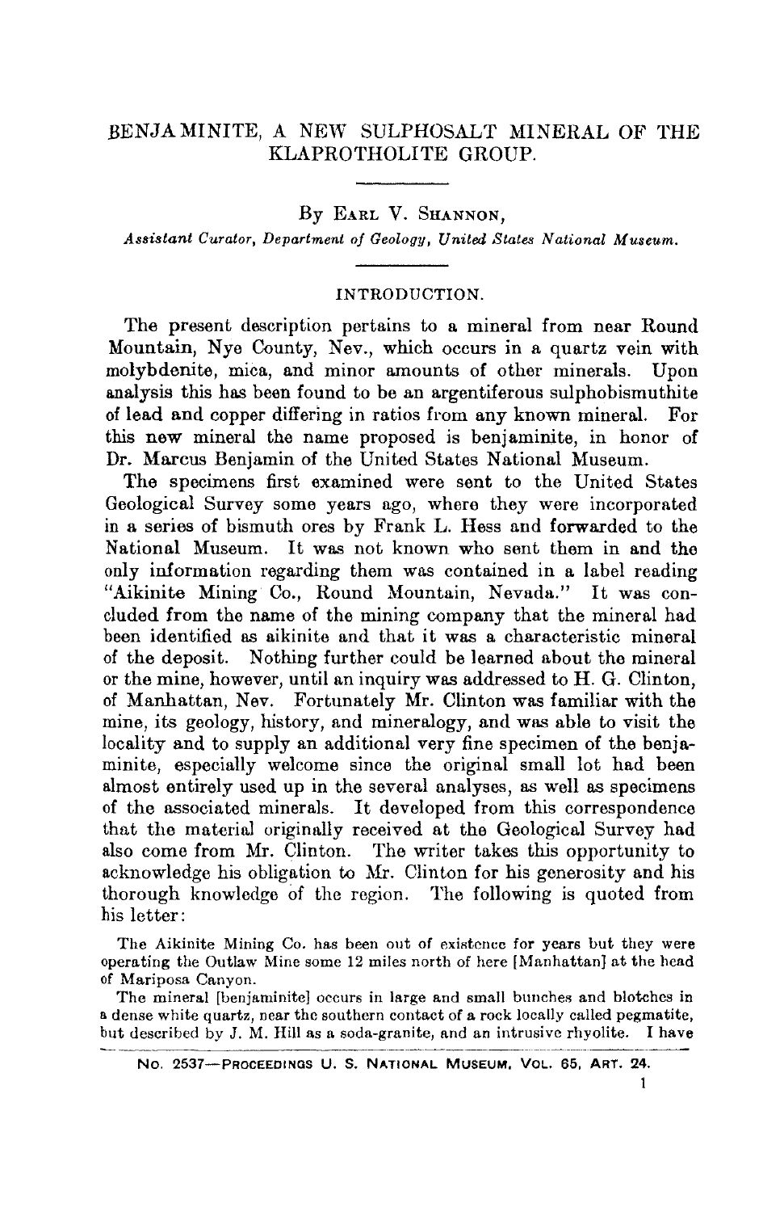# BENJAMINITE, A NEW SULPHOSALT MINERAL OF THE KLAPROTHOLITE GROUP.

By EARL V. SHANNON,

*Assistant Curator, Department of Geology, United States National Museum.*

## INTRODUCTION.

The present description pertains to a mineral from near Round Mountain, Nye County, Nev., which occurs in a quartz vein with molybdenite, mica, and minor amounts of other minerals. Upon analysis this has been found to be an argentiferous sulphobismuthite of lead and copper differing in ratios from any known mineral. For this new mineral the name proposed is benjaminite, in honor of Dr. Marcus Benjamin of the United States National Museum.

The specimens first examined were sent to the United States Geological Survey some years ago, where they were incorporated in a series of bismuth ores by Frank L. Hess and forwarded to the National Museum. It was not known who sent them in and the only information regarding them was contained in a label reading "Aikinite Mining Co., Round Mountain, Nevada." It was concluded from the name of the mining company that the mineral had been identified as aikinite and that it was a characteristic mineral of the deposit. Nothing further could be learned about the mineral or the mine, however, until an inquiry was addressed to H. G. Clinton, of Manhattan, Nev. Fortunately Mr. Clinton was familiar with the mine, its geology, history, and mineralogy, and was able to visit the locality and to supply an additional very fine specimen of the benjaminite, especially welcome since the original small lot had been almost entirely used up in the several analyses, as well as specimens of the associated minerals. It developed from this correspondence that the material originally received at the Geological Survey had also come from Mr. Clinton. The writer takes this opportunity to acknowledge his obligation to Mr. Clinton for his generosity and his thorough knowledge of the region. The following is quoted from his letter:

The Aikinite Mining Co. has been out of existence for years but they were operating the Outlaw Mine some 12 miles north of here [Manhattan] at the head of Mariposa Canyon.

The mineral [benjaminite] occurs in large and small bunches and blotches in a dense white quartz, near the southern contact of a rock locally called pegmatite, but described by J. M. Hill as a soda-granite, and an intrusive rhyolite. I have

NO. 2537—PROCEEDINGS U. S. NATIONAL MUSEUM, VOL. 65, ART. 24.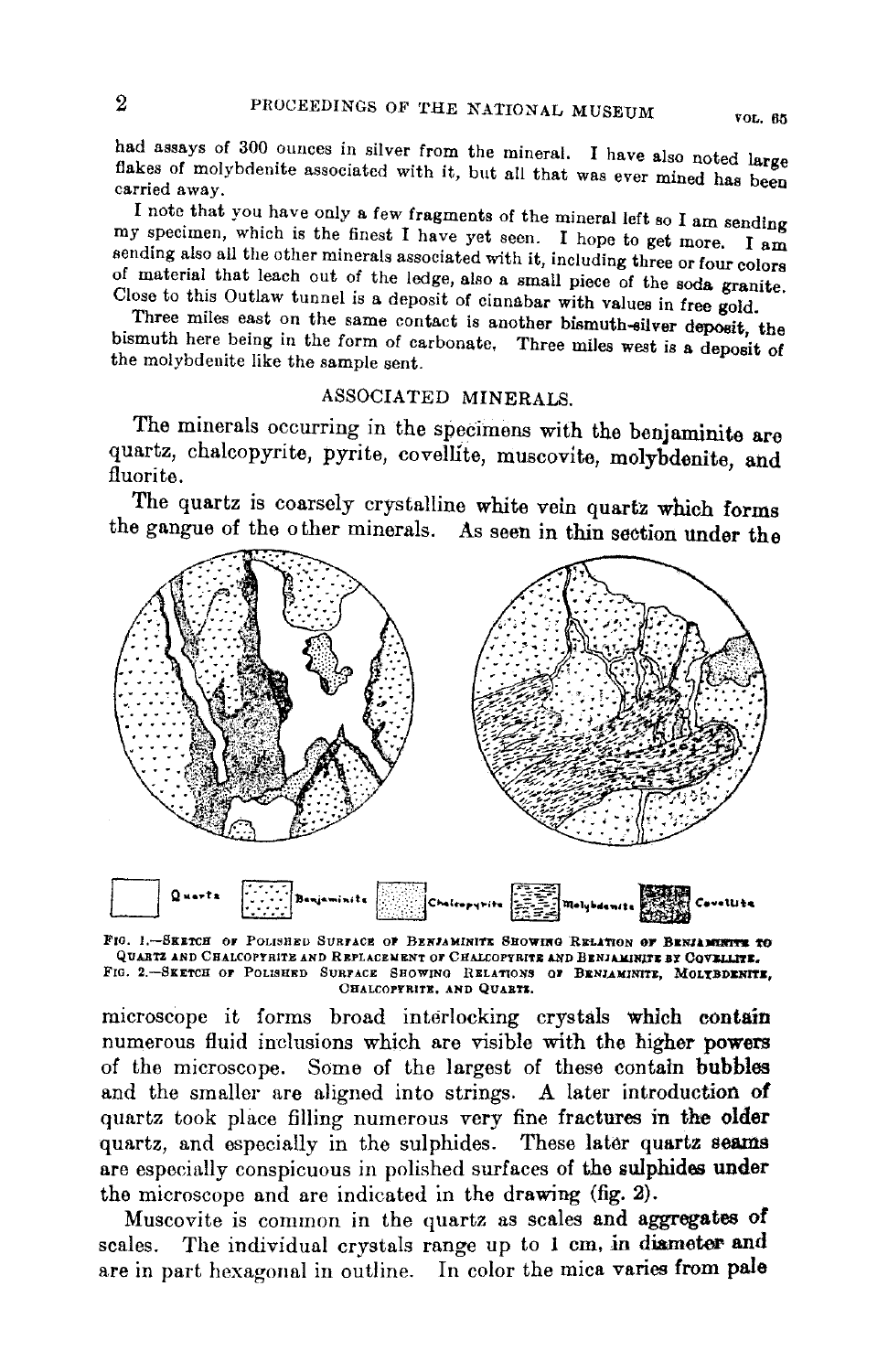had assays of 300 ounces in silver from the mineral. I have also noted large flakes of molybdenite associated with it, but all that was ever mined has been carried away.

I note that you have only a few fragments of the mineral left so I am sending my specimen, which is the finest I have yet seen. I hope to get more. I am sending also all the other minerals associated with it, including three or four colors of material that leach out of the ledge, also a small piece of the soda granite. Close to this Outlaw tunnel is a deposit of cinnabar with values in free gold.

Three miles east on the same contact is another bismuth-silver deposit, the bismuth here being in the form of carbonate. Three miles west is a deposit of the molybdenite like the sample sent.

## ASSOCIATED MINERALS.

The minerals occurring in the specimens with the benjaminite are quartz, chalcopyrite, pyrite, covellite, muscovite, molybdenite, and fluorite.

The quartz is coarsely crystalline white vein quartz which forms the gangue of the other minerals. As seen in thin section under the

Quartz | Benjaminite | Chalcopyrite | Molybdenite | Covellite

FIG. 1.—SKETCH OF POLISHED SURFACE OF BENJAMINITE SHOWING RELATION OF BENJAMINITE TO QUARTZ AND CHALCOPYRITE AND REPLACEMENT OF CHALCOPYRITE AND BENJAMINITE BY COVELLITE.
FIG. 2.—SKETCH OF POLISHED SURFACE SHOWING RELATIONS OF BENJAMINITE, MOLYBDENITE, CHALCOPYRITE, AND QUARTZ.

microscope it forms broad interlocking crystals which contain numerous fluid inclusions which are visible with the higher powers of the microscope. Some of the largest of these contain bubbles and the smaller are aligned into strings. A later introduction of quartz took place filling numerous very fine fractures in the older quartz, and especially in the sulphides. These later quartz seams are especially conspicuous in polished surfaces of the sulphides under the microscope and are indicated in the drawing (fig. 2).

Muscovite is common in the quartz as scales and aggregates of scales. The individual crystals range up to 1 cm. in diameter and are in part hexagonal in outline. In color the mica varies from pale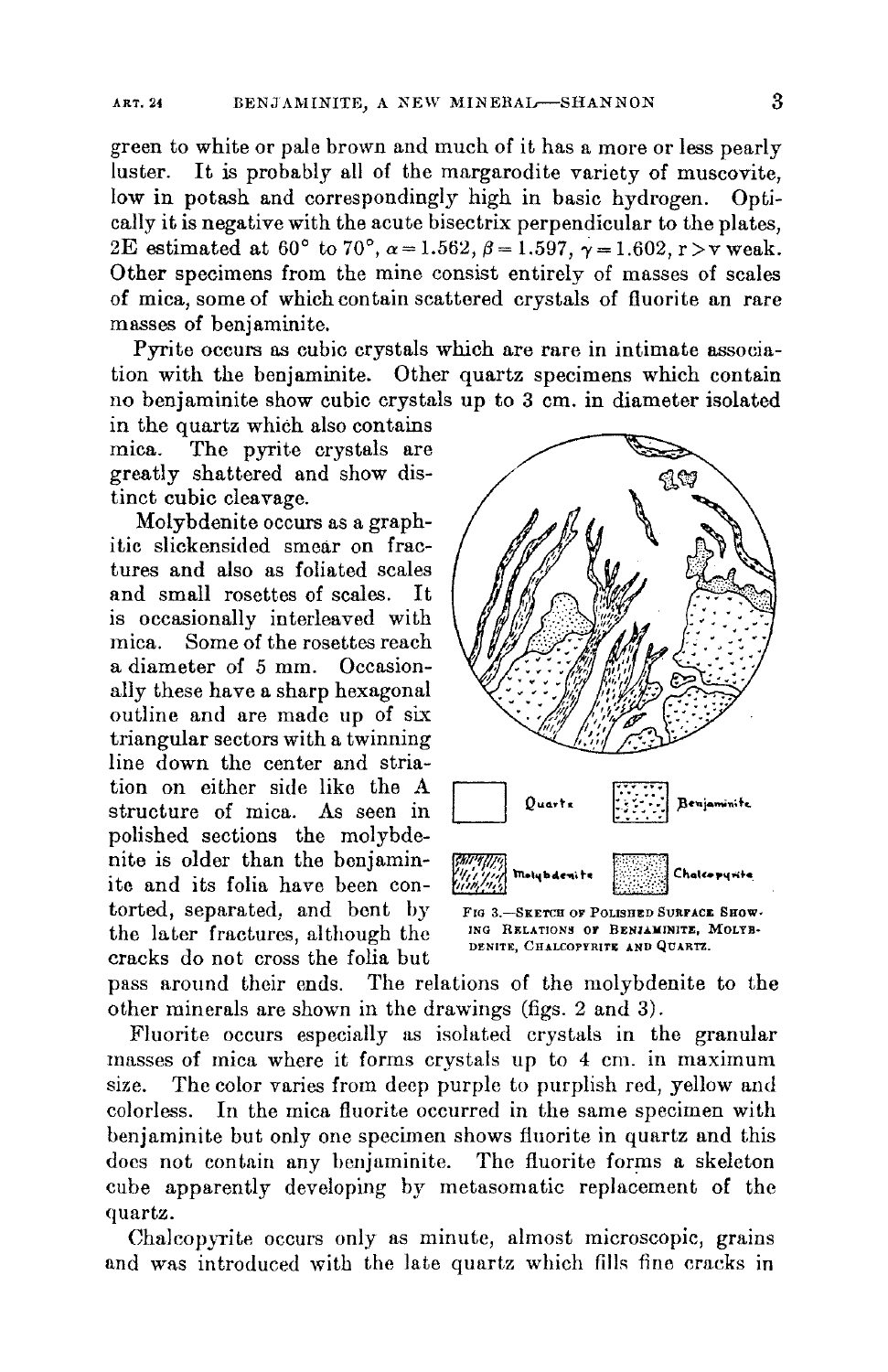green to white or pale brown and much of it has a more or less pearly luster. It is probably all of the margarodite variety of muscovite, low in potash and correspondingly high in basic hydrogen. Optically it is negative with the acute bisectrix perpendicular to the plates, 2E estimated at 60° to 70°, $\alpha = 1.562$, $\beta = 1.597$, $\gamma = 1.602$, $r > v$ weak. Other specimens from the mine consist entirely of masses of scales of mica, some of which contain scattered crystals of fluorite an rare masses of benjaminite.

Pyrite occurs as cubic crystals which are rare in intimate association with the benjaminite. Other quartz specimens which contain no benjaminite show cubic crystals up to 3 cm. in diameter isolated in the quartz which also contains mica. The pyrite crystals are greatly shattered and show distinct cubic cleavage.

Molybdenite occurs as a graphitic slickensided smear on fractures and also as foliated scales and small rosettes of scales. It is occasionally interleaved with mica. Some of the rosettes reach a diameter of 5 mm. Occasionally these have a sharp hexagonal outline and are made up of six triangular sectors with a twinning line down the center and striation on either side like the A structure of mica. As seen in polished sections the molybdenite is older than the benjaminite and its folia have been contorted, separated, and bent by the later fractures, although the cracks do not cross the folia but pass around their ends. The relations of the molybdenite to the other minerals are shown in the drawings (figs. 2 and 3).

Quartz — Benjaminite — Molybdenite — Chalcopyrite

FIG 3.—SKETCH OF POLISHED SURFACE SHOWING RELATIONS OF BENJAMINITE, MOLYBDENITE, CHALCOPYRITE AND QUARTZ.

Fluorite occurs especially as isolated crystals in the granular masses of mica where it forms crystals up to 4 cm. in maximum size. The color varies from deep purple to purplish red, yellow and colorless. In the mica fluorite occurred in the same specimen with benjaminite but only one specimen shows fluorite in quartz and this does not contain any benjaminite. The fluorite forms a skeleton cube apparently developing by metasomatic replacement of the quartz.

Chalcopyrite occurs only as minute, almost microscopic, grains and was introduced with the late quartz which fills fine cracks in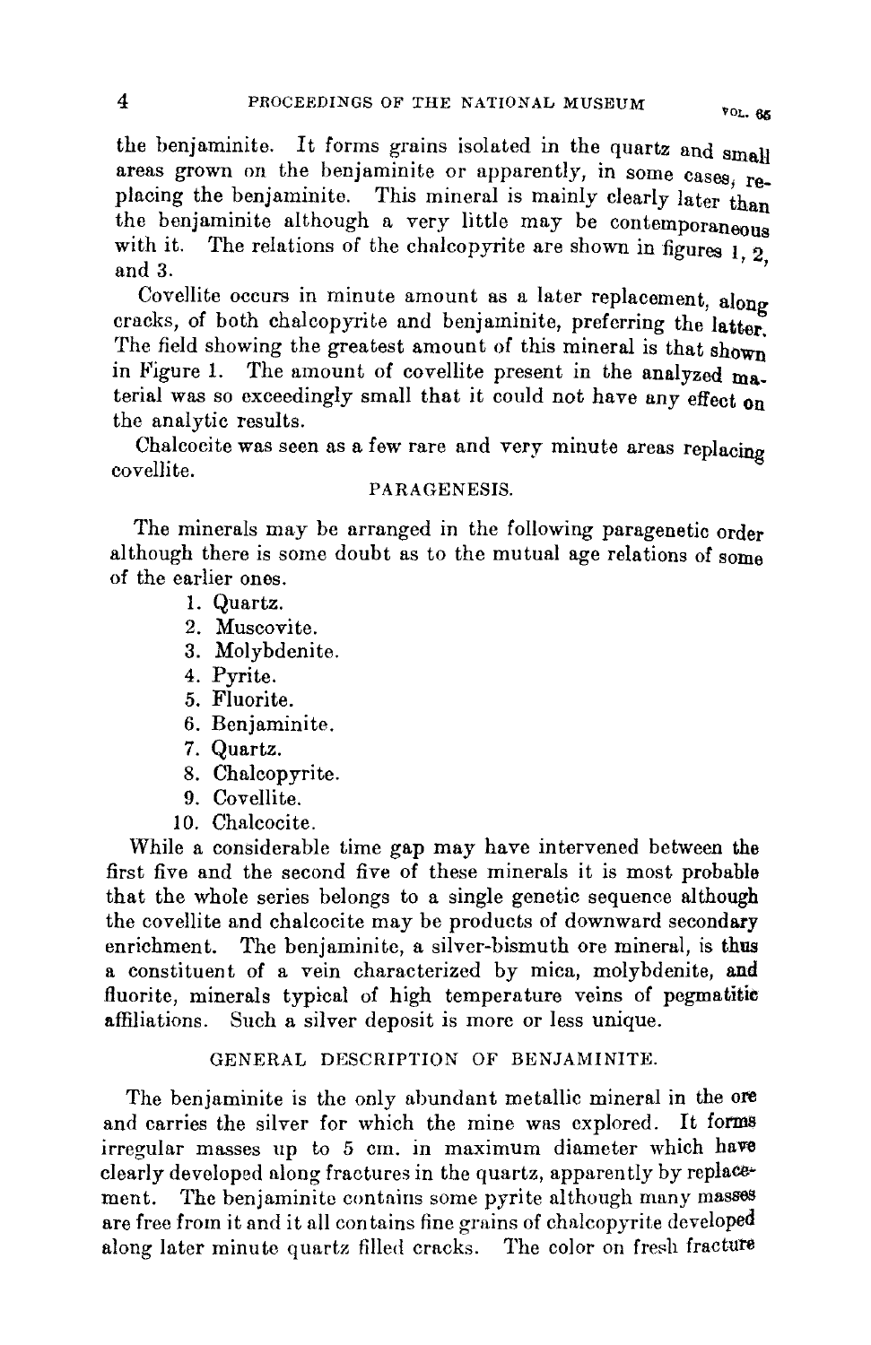the benjaminite. It forms grains isolated in the quartz and small areas grown on the benjaminite or apparently, in some cases, replacing the benjaminite. This mineral is mainly clearly later than the benjaminite although a very little may be contemporaneous with it. The relations of the chalcopyrite are shown in figures 1, 2, and 3.

Covellite occurs in minute amount as a later replacement, along cracks, of both chalcopyrite and benjaminite, preferring the latter. The field showing the greatest amount of this mineral is that shown in Figure 1. The amount of covellite present in the analyzed material was so exceedingly small that it could not have any effect on the analytic results.

Chalcocite was seen as a few rare and very minute areas replacing covellite.

## PARAGENESIS.

The minerals may be arranged in the following paragenetic order although there is some doubt as to the mutual age relations of some of the earlier ones.

1. Quartz.
2. Muscovite.
3. Molybdenite.
4. Pyrite.
5. Fluorite.
6. Benjaminite.
7. Quartz.
8. Chalcopyrite.
9. Covellite.
10. Chalcocite.

While a considerable time gap may have intervened between the first five and the second five of these minerals it is most probable that the whole series belongs to a single genetic sequence although the covellite and chalcocite may be products of downward secondary enrichment. The benjaminite, a silver-bismuth ore mineral, is thus a constituent of a vein characterized by mica, molybdenite, and fluorite, minerals typical of high temperature veins of pegmatitic affiliations. Such a silver deposit is more or less unique.

## GENERAL DESCRIPTION OF BENJAMINITE.

The benjaminite is the only abundant metallic mineral in the ore and carries the silver for which the mine was explored. It forms irregular masses up to 5 cm. in maximum diameter which have clearly developed along fractures in the quartz, apparently by replacement. The benjaminite contains some pyrite although many masses are free from it and it all contains fine grains of chalcopyrite developed along later minute quartz filled cracks. The color on fresh fracture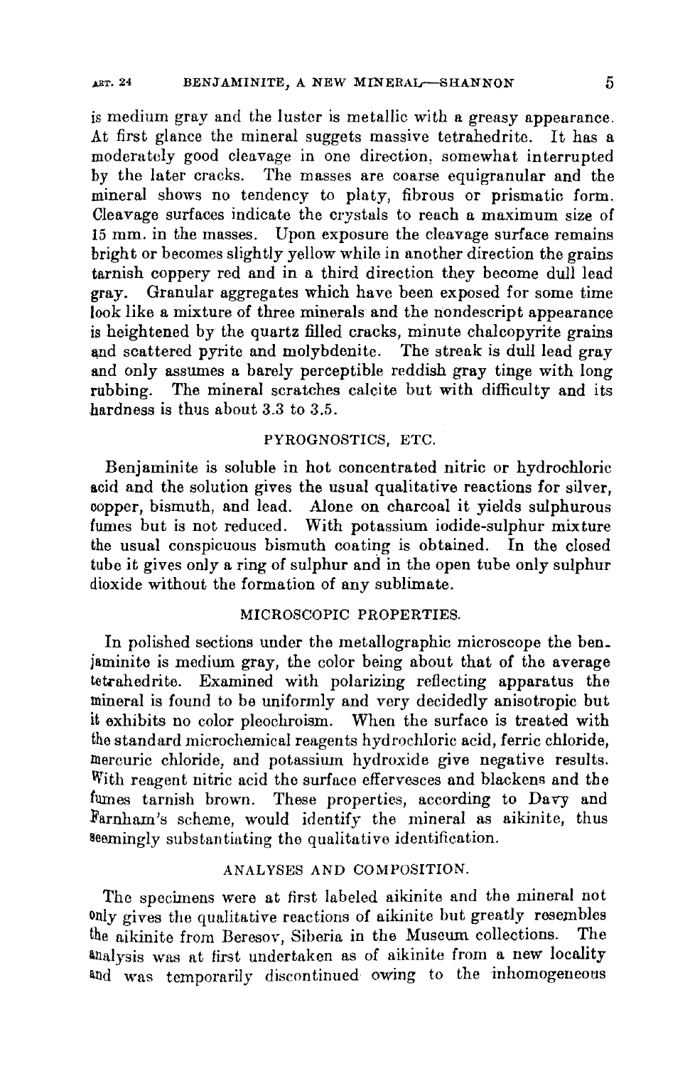is medium gray and the luster is metallic with a greasy appearance. At first glance the mineral suggets massive tetrahedrite. It has a moderately good cleavage in one direction, somewhat interrupted by the later cracks. The masses are coarse equigranular and the mineral shows no tendency to platy, fibrous or prismatic form. Cleavage surfaces indicate the crystals to reach a maximum size of 15 mm. in the masses. Upon exposure the cleavage surface remains bright or becomes slightly yellow while in another direction the grains tarnish coppery red and in a third direction they become dull lead gray. Granular aggregates which have been exposed for some time look like a mixture of three minerals and the nondescript appearance is heightened by the quartz filled cracks, minute chalcopyrite grains and scattered pyrite and molybdenite. The streak is dull lead gray and only assumes a barely perceptible reddish gray tinge with long rubbing. The mineral scratches calcite but with difficulty and its hardness is thus about 3.3 to 3.5.

## PYROGNOSTICS, ETC.

Benjaminite is soluble in hot concentrated nitric or hydrochloric acid and the solution gives the usual qualitative reactions for silver, copper, bismuth, and lead. Alone on charcoal it yields sulphurous fumes but is not reduced. With potassium iodide-sulphur mixture the usual conspicuous bismuth coating is obtained. In the closed tube it gives only a ring of sulphur and in the open tube only sulphur dioxide without the formation of any sublimate.

## MICROSCOPIC PROPERTIES.

In polished sections under the metallographic microscope the benjaminite is medium gray, the color being about that of the average tetrahedrite. Examined with polarizing reflecting apparatus the mineral is found to be uniformly and very decidedly anisotropic but it exhibits no color pleochroism. When the surface is treated with the standard microchemical reagents hydrochloric acid, ferric chloride, mercuric chloride, and potassium hydroxide give negative results. With reagent nitric acid the surface effervesces and blackens and the fumes tarnish brown. These properties, according to Davy and Farnham's scheme, would identify the mineral as aikinite, thus seemingly substantiating the qualitative identification.

## ANALYSES AND COMPOSITION.

The specimens were at first labeled aikinite and the mineral not only gives the qualitative reactions of aikinite but greatly resembles the aikinite from Beresov, Siberia in the Museum collections. The analysis was at first undertaken as of aikinite from a new locality and was temporarily discontinued owing to the inhomogeneous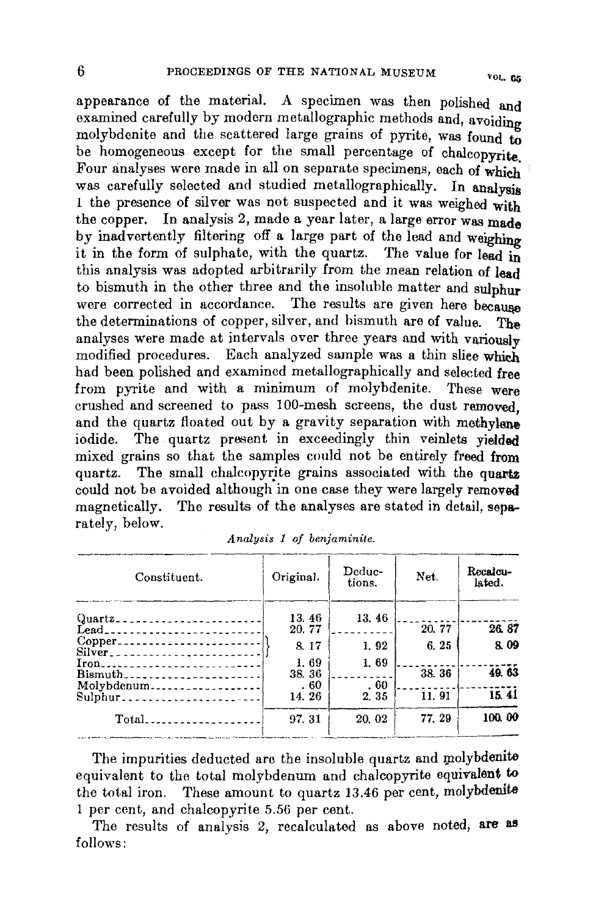appearance of the material. A specimen was then polished and examined carefully by modern metallographic methods and, avoiding molybdenite and the scattered large grains of pyrite, was found to be homogeneous except for the small percentage of chalcopyrite. Four analyses were made in all on separate specimens, each of which was carefully selected and studied metallographically. In analysis 1 the presence of silver was not suspected and it was weighed with the copper. In analysis 2, made a year later, a large error was made by inadvertently filtering off a large part of the lead and weighing it in the form of sulphate, with the quartz. The value for lead in this analysis was adopted arbitrarily from the mean relation of lead to bismuth in the other three and the insoluble matter and sulphur were corrected in accordance. The results are given here because the determinations of copper, silver, and bismuth are of value. The analyses were made at intervals over three years and with variously modified procedures. Each analyzed sample was a thin slice which had been polished and examined metallographically and selected free from pyrite and with a minimum of molybdenite. These were crushed and screened to pass 100-mesh screens, the dust removed, and the quartz floated out by a gravity separation with methylene iodide. The quartz present in exceedingly thin veinlets yielded mixed grains so that the samples could not be entirely freed from quartz. The small chalcopyrite grains associated with the quartz could not be avoided although in one case they were largely removed magnetically. The results of the analyses are stated in detail, separately, below.

*Analysis 1 of benjaminite.*

| Constituent. | Original. | Deductions. | Net. | Recalculated. |
|---|---|---|---|---|
| Quartz | 13.46 | 13.46 | | |
| Lead | 20.77 | | 20.77 | 26.87 |
| Copper } Silver } | 8.17 | 1.92 | 6.25 | 8.09 |
| Iron | 1.69 | 1.69 | | |
| Bismuth | 38.36 | | 38.36 | 49.63 |
| Molybdenum | .60 | .60 | | |
| Sulphur | 14.26 | 2.35 | 11.91 | 15.41 |
| Total | 97.31 | 20.02 | 77.29 | 100.00 |

The impurities deducted are the insoluble quartz and molybdenite equivalent to the total molybdenum and chalcopyrite equivalent to the total iron. These amount to quartz 13.46 per cent, molybdenite 1 per cent, and chalcopyrite 5.56 per cent.

The results of analysis 2, recalculated as above noted, are as follows: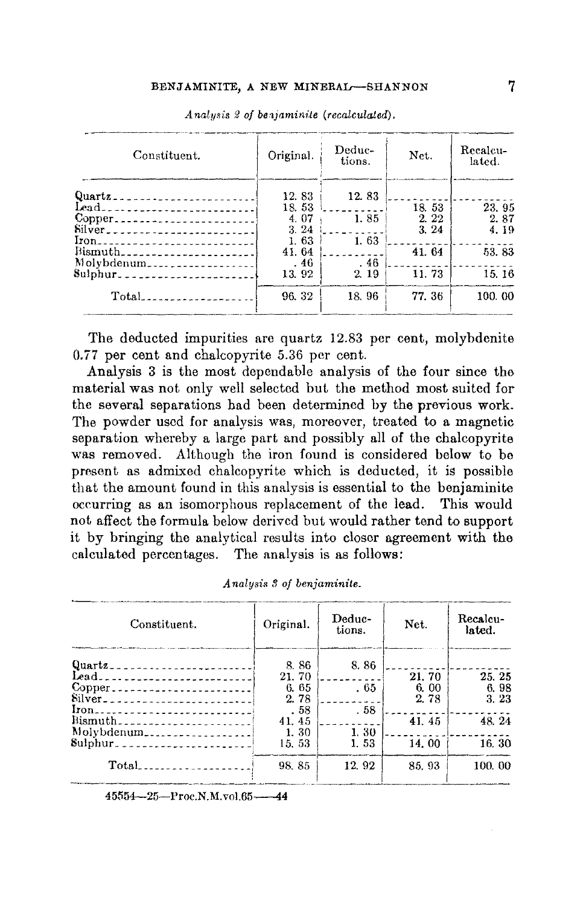*Analysis 2 of benjaminite (recalculated).*

| Constituent. | Original. | Deductions. | Net. | Recalculated. |
|---|---|---|---|---|
| Quartz | 12. 83 | 12. 83 | | |
| Lead | 18. 53 | | 18. 53 | 23. 95 |
| Copper | 4. 07 | 1. 85 | 2. 22 | 2. 87 |
| Silver | 3. 24 | | 3. 24 | 4. 19 |
| Iron | 1. 63 | 1. 63 | | |
| Bismuth | 41. 64 | | 41. 64 | 53. 83 |
| Molybdenum | . 46 | . 46 | | |
| Sulphur | 13. 92 | 2. 19 | 11. 73 | 15. 16 |
| Total | 96. 32 | 18. 96 | 77. 36 | 100. 00 |

The deducted impurities are quartz 12.83 per cent, molybdenite 0.77 per cent and chalcopyrite 5.36 per cent.

Analysis 3 is the most dependable analysis of the four since the material was not only well selected but the method most suited for the several separations had been determined by the previous work. The powder used for analysis was, moreover, treated to a magnetic separation whereby a large part and possibly all of the chalcopyrite was removed. Although the iron found is considered below to be present as admixed chalcopyrite which is deducted, it is possible that the amount found in this analysis is essential to the benjaminite occurring as an isomorphous replacement of the lead. This would not affect the formula below derived but would rather tend to support it by bringing the analytical results into closer agreement with the calculated percentages. The analysis is as follows:

*Analysis 3 of benjaminite.*

| Constituent. | Original. | Deductions. | Net. | Recalculated. |
|---|---|---|---|---|
| Quartz | 8. 86 | 8. 86 | | |
| Lead | 21. 70 | | 21. 70 | 25. 25 |
| Copper | 6. 65 | . 65 | 6. 00 | 6. 98 |
| Silver | 2. 78 | | 2. 78 | 3. 23 |
| Iron | . 58 | . 58 | | |
| Bismuth | 41. 45 | | 41. 45 | 48. 24 |
| Molybdenum | 1. 30 | 1. 30 | | |
| Sulphur | 15. 53 | 1. 53 | 14. 00 | 16. 30 |
| Total | 98. 85 | 12. 92 | 85. 93 | 100. 00 |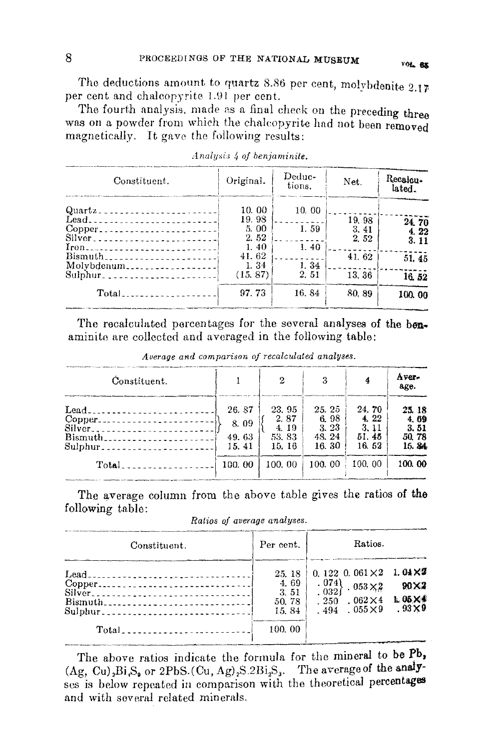The deductions amount to quartz 8.86 per cent, molybdenite 2.17 per cent and chalcopyrite 1.91 per cent.

The fourth analysis, made as a final check on the preceding three was on a powder from which the chalcopyrite had not been removed magnetically. It gave the following results:

*Analysis 4 of benjaminite.*

| Constituent. | Original. | Deductions. | Net. | Recalculated. |
|---|---|---|---|---|
| Quartz | 10.00 | 10.00 | | |
| Lead | 19.98 | | 19.98 | 24.70 |
| Copper | 5.00 | 1.59 | 3.41 | 4.22 |
| Silver | 2.52 | | 2.52 | 3.11 |
| Iron | 1.40 | 1.40 | | |
| Bismuth | 41.62 | | 41.62 | 51.45 |
| Molybdenum | 1.34 | 1.34 | | |
| Sulphur | (15.87) | 2.51 | 13.36 | 16.52 |
| Total | 97.73 | 16.84 | 80.89 | 100.00 |

The recalculated percentages for the several analyses of the benjaminite are collected and averaged in the following table:

*Average and comparison of recalculated analyses.*

| Constituent. | 1 | 2 | 3 | 4 | Average. |
|---|---|---|---|---|---|
| Lead | 26.87 | 23.95 | 25.25 | 24.70 | 25.18 |
| Copper | 8.09 | 2.87 | 6.98 | 4.22 | 4.69 |
| Silver | | 4.19 | 3.23 | 3.11 | 3.51 |
| Bismuth | 49.63 | 53.83 | 48.24 | 51.45 | 50.78 |
| Sulphur | 15.41 | 15.16 | 16.30 | 16.52 | 15.84 |
| Total | 100.00 | 100.00 | 100.00 | 100.00 | 100.00 |

The average column from the above table gives the ratios of the following table:

*Ratios of average analyses.*

| Constituent. | Per cent. | Ratios. | | |
|---|---|---|---|---|
| Lead | 25.18 | 0.122 | 0.061×2 | 1.04×2 |
| Copper | 4.69 | .074 | .053×2 | .90×2 |
| Silver | 3.51 | .032 | | |
| Bismuth | 50.78 | .250 | .062×4 | 1.05×4 |
| Sulphur | 15.84 | .494 | .055×9 | .93×9 |
| Total | 100.00 | | | |

The above ratios indicate the formula for the mineral to be $Pb_2(Ag, Cu)_2Bi_4S_9$ or $2PbS.(Cu, Ag)_2S.2Bi_2S_3$. The average of the analyses is below repeated in comparison with the theoretical percentages and with several related minerals.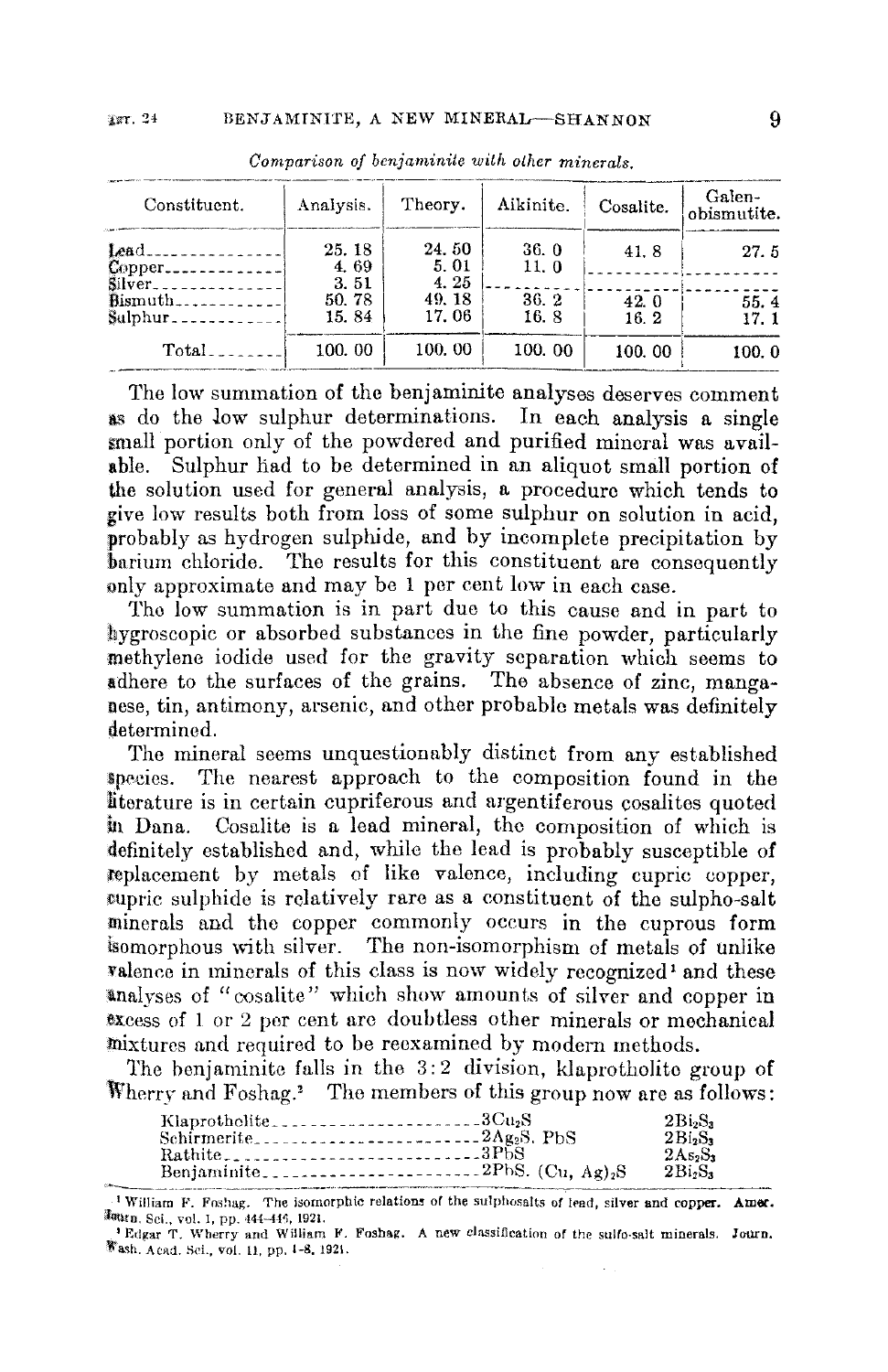*Comparison of benjaminite with other minerals.*

| Constituent. | Analysis. | Theory. | Aikinite. | Cosalite. | Galen-obismutite. |
|---|---|---|---|---|---|
| Lead | 25. 18 | 24. 50 | 36. 0 | 41. 8 | 27. 5 |
| Copper | 4. 69 | 5. 01 | 11. 0 | | |
| Silver | 3. 51 | 4. 25 | | | |
| Bismuth | 50. 78 | 49. 18 | 36. 2 | 42. 0 | 55. 4 |
| Sulphur | 15. 84 | 17. 06 | 16. 8 | 16. 2 | 17. 1 |
| Total | 100. 00 | 100. 00 | 100. 00 | 100. 00 | 100. 0 |

The low summation of the benjaminite analyses deserves comment as do the low sulphur determinations. In each analysis a single small portion only of the powdered and purified mineral was available. Sulphur had to be determined in an aliquot small portion of the solution used for general analysis, a procedure which tends to give low results both from loss of some sulphur on solution in acid, probably as hydrogen sulphide, and by incomplete precipitation by barium chloride. The results for this constituent are consequently only approximate and may be 1 per cent low in each case.

The low summation is in part due to this cause and in part to hygroscopic or absorbed substances in the fine powder, particularly methylene iodide used for the gravity separation which seems to adhere to the surfaces of the grains. The absence of zinc, manganese, tin, antimony, arsenic, and other probable metals was definitely determined.

The mineral seems unquestionably distinct from any established species. The nearest approach to the composition found in the literature is in certain cupriferous and argentiferous cosalites quoted in Dana. Cosalite is a lead mineral, the composition of which is definitely established and, while the lead is probably susceptible of replacement by metals of like valence, including cupric copper, cupric sulphide is relatively rare as a constituent of the sulpho-salt minerals and the copper commonly occurs in the cuprous form isomorphous with silver. The non-isomorphism of metals of unlike valence in minerals of this class is now widely recognized[1] and these analyses of "cosalite" which show amounts of silver and copper in excess of 1 or 2 per cent are doubtless other minerals or mechanical mixtures and required to be reexamined by modern methods.

The benjaminite falls in the 3:2 division, klaprotholite group of Wherry and Foshag.[2] The members of this group now are as follows:

| | | |
|---|---|---|
| Klaprotholite | $3Cu_2S$ | $2Bi_2S_3$ |
| Schirmerite | $2Ag_2S.\ PbS$ | $2Bi_2S_3$ |
| Rathite | $3PbS$ | $2As_2S_3$ |
| Benjaminite | $2PbS.\ (Cu,\ Ag)_2S$ | $2Bi_2S_3$ |

[1] William F. Foshag. The isomorphic relations of the sulphosalts of lead, silver and copper. Amer. Journ. Sci., vol. 1, pp. 444-446, 1921.

[2] Edgar T. Wherry and William F. Foshag. A new classification of the sulfo-salt minerals. Journ. Wash. Acad. Sci., vol. 11, pp. 1-8, 1921.